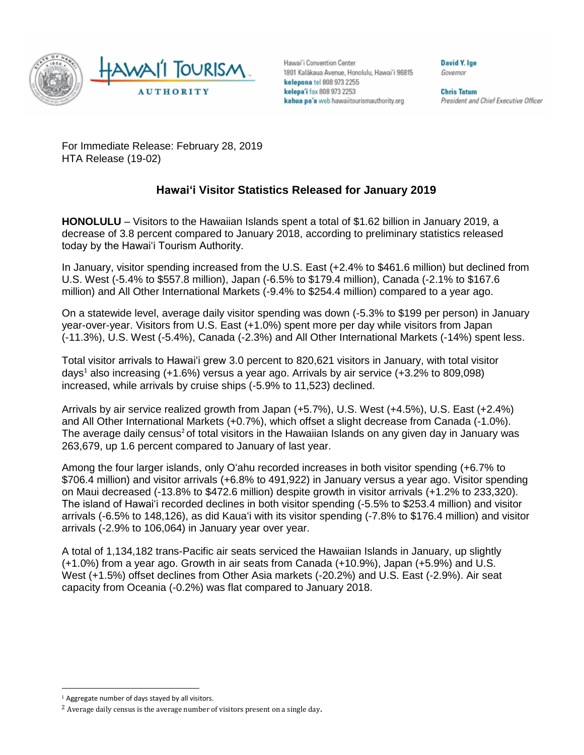Hawai'i Tourism Authority

Hawai'i Convention Center
1801 Kalākaua Avenue, Honolulu, Hawai'i 96815
**kelepona** tel 808 973 2255
**kelepa'i** fax 808 973 2253
**kahua pa'a** web hawaiitourismauthority.org

**David Y. Ige**
*Governor*

**Chris Tatum**
*President and Chief Executive Officer*

For Immediate Release: February 28, 2019
HTA Release (19-02)

## Hawai'i Visitor Statistics Released for January 2019

**HONOLULU** – Visitors to the Hawaiian Islands spent a total of $1.62 billion in January 2019, a decrease of 3.8 percent compared to January 2018, according to preliminary statistics released today by the Hawai'i Tourism Authority.

In January, visitor spending increased from the U.S. East (+2.4% to $461.6 million) but declined from U.S. West (-5.4% to $557.8 million), Japan (-6.5% to $179.4 million), Canada (-2.1% to $167.6 million) and All Other International Markets (-9.4% to $254.4 million) compared to a year ago.

On a statewide level, average daily visitor spending was down (-5.3% to $199 per person) in January year-over-year. Visitors from U.S. East (+1.0%) spent more per day while visitors from Japan (-11.3%), U.S. West (-5.4%), Canada (-2.3%) and All Other International Markets (-14%) spent less.

Total visitor arrivals to Hawai'i grew 3.0 percent to 820,621 visitors in January, with total visitor days[1] also increasing (+1.6%) versus a year ago. Arrivals by air service (+3.2% to 809,098) increased, while arrivals by cruise ships (-5.9% to 11,523) declined.

Arrivals by air service realized growth from Japan (+5.7%), U.S. West (+4.5%), U.S. East (+2.4%) and All Other International Markets (+0.7%), which offset a slight decrease from Canada (-1.0%). The average daily census[2] of total visitors in the Hawaiian Islands on any given day in January was 263,679, up 1.6 percent compared to January of last year.

Among the four larger islands, only O'ahu recorded increases in both visitor spending (+6.7% to $706.4 million) and visitor arrivals (+6.8% to 491,922) in January versus a year ago. Visitor spending on Maui decreased (-13.8% to $472.6 million) despite growth in visitor arrivals (+1.2% to 233,320). The island of Hawai'i recorded declines in both visitor spending (-5.5% to $253.4 million) and visitor arrivals (-6.5% to 148,126), as did Kaua'i with its visitor spending (-7.8% to $176.4 million) and visitor arrivals (-2.9% to 106,064) in January year over year.

A total of 1,134,182 trans-Pacific air seats serviced the Hawaiian Islands in January, up slightly (+1.0%) from a year ago. Growth in air seats from Canada (+10.9%), Japan (+5.9%) and U.S. West (+1.5%) offset declines from Other Asia markets (-20.2%) and U.S. East (-2.9%). Air seat capacity from Oceania (-0.2%) was flat compared to January 2018.

---

[1] Aggregate number of days stayed by all visitors.

[2] Average daily census is the average number of visitors present on a single day.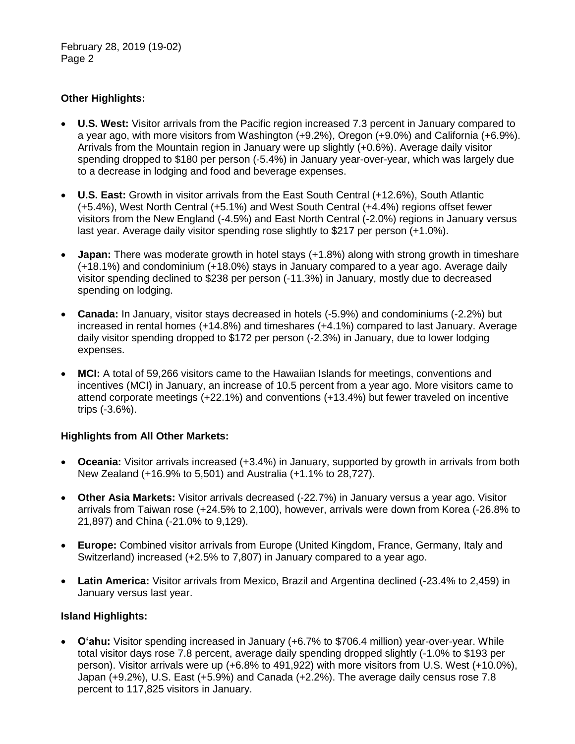## Other Highlights:

- **U.S. West:** Visitor arrivals from the Pacific region increased 7.3 percent in January compared to a year ago, with more visitors from Washington (+9.2%), Oregon (+9.0%) and California (+6.9%). Arrivals from the Mountain region in January were up slightly (+0.6%). Average daily visitor spending dropped to $180 per person (-5.4%) in January year-over-year, which was largely due to a decrease in lodging and food and beverage expenses.

- **U.S. East:** Growth in visitor arrivals from the East South Central (+12.6%), South Atlantic (+5.4%), West North Central (+5.1%) and West South Central (+4.4%) regions offset fewer visitors from the New England (-4.5%) and East North Central (-2.0%) regions in January versus last year. Average daily visitor spending rose slightly to $217 per person (+1.0%).

- **Japan:** There was moderate growth in hotel stays (+1.8%) along with strong growth in timeshare (+18.1%) and condominium (+18.0%) stays in January compared to a year ago. Average daily visitor spending declined to $238 per person (-11.3%) in January, mostly due to decreased spending on lodging.

- **Canada:** In January, visitor stays decreased in hotels (-5.9%) and condominiums (-2.2%) but increased in rental homes (+14.8%) and timeshares (+4.1%) compared to last January. Average daily visitor spending dropped to $172 per person (-2.3%) in January, due to lower lodging expenses.

- **MCI:** A total of 59,266 visitors came to the Hawaiian Islands for meetings, conventions and incentives (MCI) in January, an increase of 10.5 percent from a year ago. More visitors came to attend corporate meetings (+22.1%) and conventions (+13.4%) but fewer traveled on incentive trips (-3.6%).

## Highlights from All Other Markets:

- **Oceania:** Visitor arrivals increased (+3.4%) in January, supported by growth in arrivals from both New Zealand (+16.9% to 5,501) and Australia (+1.1% to 28,727).

- **Other Asia Markets:** Visitor arrivals decreased (-22.7%) in January versus a year ago. Visitor arrivals from Taiwan rose (+24.5% to 2,100), however, arrivals were down from Korea (-26.8% to 21,897) and China (-21.0% to 9,129).

- **Europe:** Combined visitor arrivals from Europe (United Kingdom, France, Germany, Italy and Switzerland) increased (+2.5% to 7,807) in January compared to a year ago.

- **Latin America:** Visitor arrivals from Mexico, Brazil and Argentina declined (-23.4% to 2,459) in January versus last year.

## Island Highlights:

- **O'ahu:** Visitor spending increased in January (+6.7% to $706.4 million) year-over-year. While total visitor days rose 7.8 percent, average daily spending dropped slightly (-1.0% to $193 per person). Visitor arrivals were up (+6.8% to 491,922) with more visitors from U.S. West (+10.0%), Japan (+9.2%), U.S. East (+5.9%) and Canada (+2.2%). The average daily census rose 7.8 percent to 117,825 visitors in January.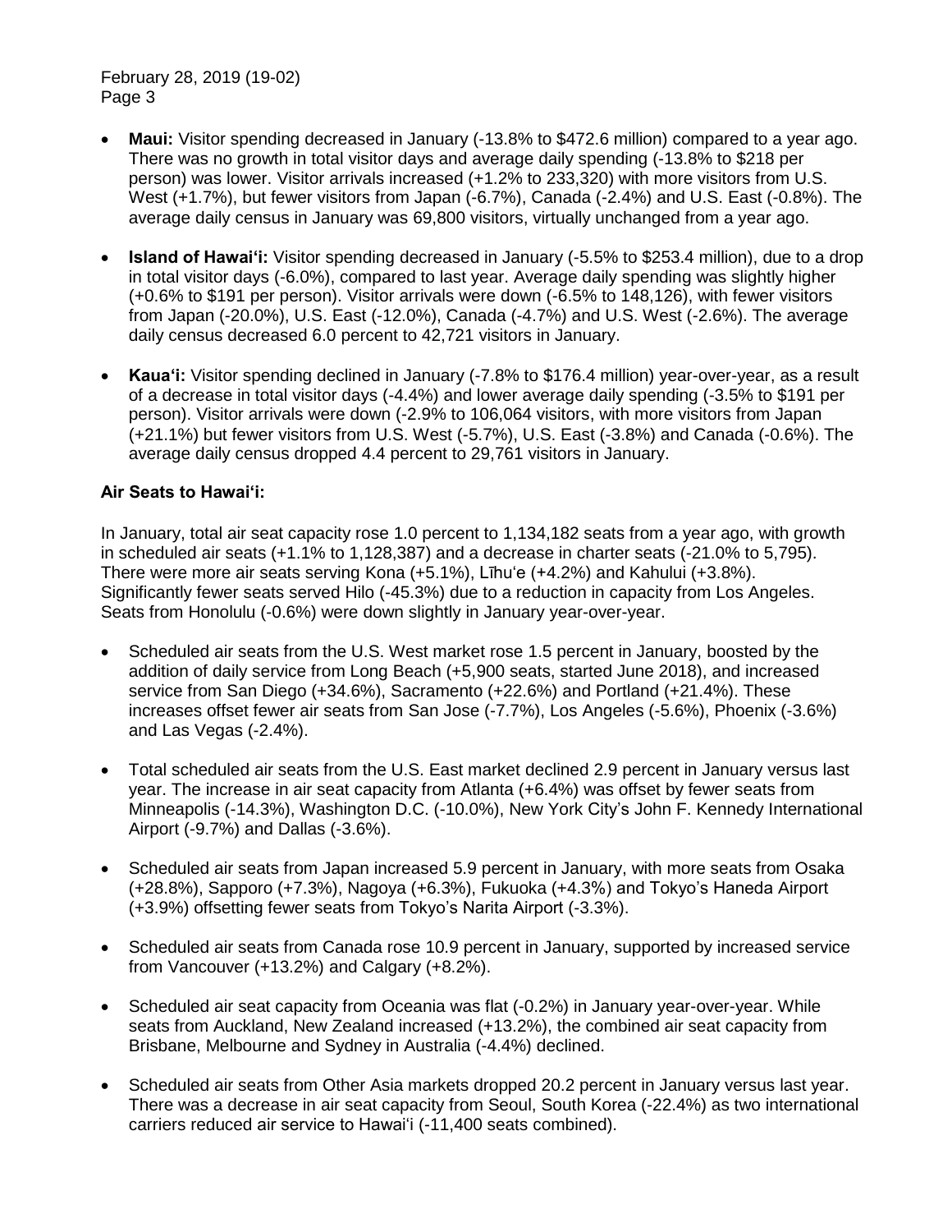- **Maui:** Visitor spending decreased in January (-13.8% to $472.6 million) compared to a year ago. There was no growth in total visitor days and average daily spending (-13.8% to $218 per person) was lower. Visitor arrivals increased (+1.2% to 233,320) with more visitors from U.S. West (+1.7%), but fewer visitors from Japan (-6.7%), Canada (-2.4%) and U.S. East (-0.8%). The average daily census in January was 69,800 visitors, virtually unchanged from a year ago.

- **Island of Hawai'i:** Visitor spending decreased in January (-5.5% to $253.4 million), due to a drop in total visitor days (-6.0%), compared to last year. Average daily spending was slightly higher (+0.6% to $191 per person). Visitor arrivals were down (-6.5% to 148,126), with fewer visitors from Japan (-20.0%), U.S. East (-12.0%), Canada (-4.7%) and U.S. West (-2.6%). The average daily census decreased 6.0 percent to 42,721 visitors in January.

- **Kaua'i:** Visitor spending declined in January (-7.8% to $176.4 million) year-over-year, as a result of a decrease in total visitor days (-4.4%) and lower average daily spending (-3.5% to $191 per person). Visitor arrivals were down (-2.9% to 106,064 visitors, with more visitors from Japan (+21.1%) but fewer visitors from U.S. West (-5.7%), U.S. East (-3.8%) and Canada (-0.6%). The average daily census dropped 4.4 percent to 29,761 visitors in January.

**Air Seats to Hawai'i:**

In January, total air seat capacity rose 1.0 percent to 1,134,182 seats from a year ago, with growth in scheduled air seats (+1.1% to 1,128,387) and a decrease in charter seats (-21.0% to 5,795). There were more air seats serving Kona (+5.1%), Līhu'e (+4.2%) and Kahului (+3.8%). Significantly fewer seats served Hilo (-45.3%) due to a reduction in capacity from Los Angeles. Seats from Honolulu (-0.6%) were down slightly in January year-over-year.

- Scheduled air seats from the U.S. West market rose 1.5 percent in January, boosted by the addition of daily service from Long Beach (+5,900 seats, started June 2018), and increased service from San Diego (+34.6%), Sacramento (+22.6%) and Portland (+21.4%). These increases offset fewer air seats from San Jose (-7.7%), Los Angeles (-5.6%), Phoenix (-3.6%) and Las Vegas (-2.4%).

- Total scheduled air seats from the U.S. East market declined 2.9 percent in January versus last year. The increase in air seat capacity from Atlanta (+6.4%) was offset by fewer seats from Minneapolis (-14.3%), Washington D.C. (-10.0%), New York City's John F. Kennedy International Airport (-9.7%) and Dallas (-3.6%).

- Scheduled air seats from Japan increased 5.9 percent in January, with more seats from Osaka (+28.8%), Sapporo (+7.3%), Nagoya (+6.3%), Fukuoka (+4.3%) and Tokyo's Haneda Airport (+3.9%) offsetting fewer seats from Tokyo's Narita Airport (-3.3%).

- Scheduled air seats from Canada rose 10.9 percent in January, supported by increased service from Vancouver (+13.2%) and Calgary (+8.2%).

- Scheduled air seat capacity from Oceania was flat (-0.2%) in January year-over-year. While seats from Auckland, New Zealand increased (+13.2%), the combined air seat capacity from Brisbane, Melbourne and Sydney in Australia (-4.4%) declined.

- Scheduled air seats from Other Asia markets dropped 20.2 percent in January versus last year. There was a decrease in air seat capacity from Seoul, South Korea (-22.4%) as two international carriers reduced air service to Hawai'i (-11,400 seats combined).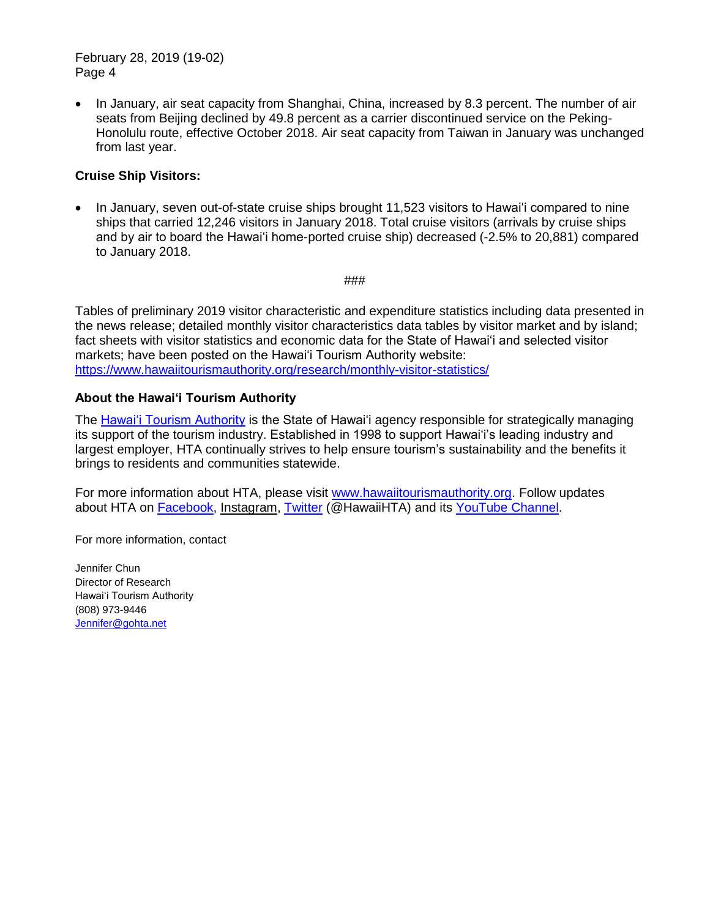- In January, air seat capacity from Shanghai, China, increased by 8.3 percent. The number of air seats from Beijing declined by 49.8 percent as a carrier discontinued service on the Peking-Honolulu route, effective October 2018. Air seat capacity from Taiwan in January was unchanged from last year.

**Cruise Ship Visitors:**

- In January, seven out-of-state cruise ships brought 11,523 visitors to Hawai'i compared to nine ships that carried 12,246 visitors in January 2018. Total cruise visitors (arrivals by cruise ships and by air to board the Hawai'i home-ported cruise ship) decreased (-2.5% to 20,881) compared to January 2018.

###

Tables of preliminary 2019 visitor characteristic and expenditure statistics including data presented in the news release; detailed monthly visitor characteristics data tables by visitor market and by island; fact sheets with visitor statistics and economic data for the State of Hawai'i and selected visitor markets; have been posted on the Hawai'i Tourism Authority website: https://www.hawaiitourismauthority.org/research/monthly-visitor-statistics/

**About the Hawai'i Tourism Authority**

The Hawai'i Tourism Authority is the State of Hawai'i agency responsible for strategically managing its support of the tourism industry. Established in 1998 to support Hawai'i's leading industry and largest employer, HTA continually strives to help ensure tourism's sustainability and the benefits it brings to residents and communities statewide.

For more information about HTA, please visit www.hawaiitourismauthority.org. Follow updates about HTA on Facebook, Instagram, Twitter (@HawaiiHTA) and its YouTube Channel.

For more information, contact

Jennifer Chun
Director of Research
Hawai'i Tourism Authority
(808) 973-9446
Jennifer@gohta.net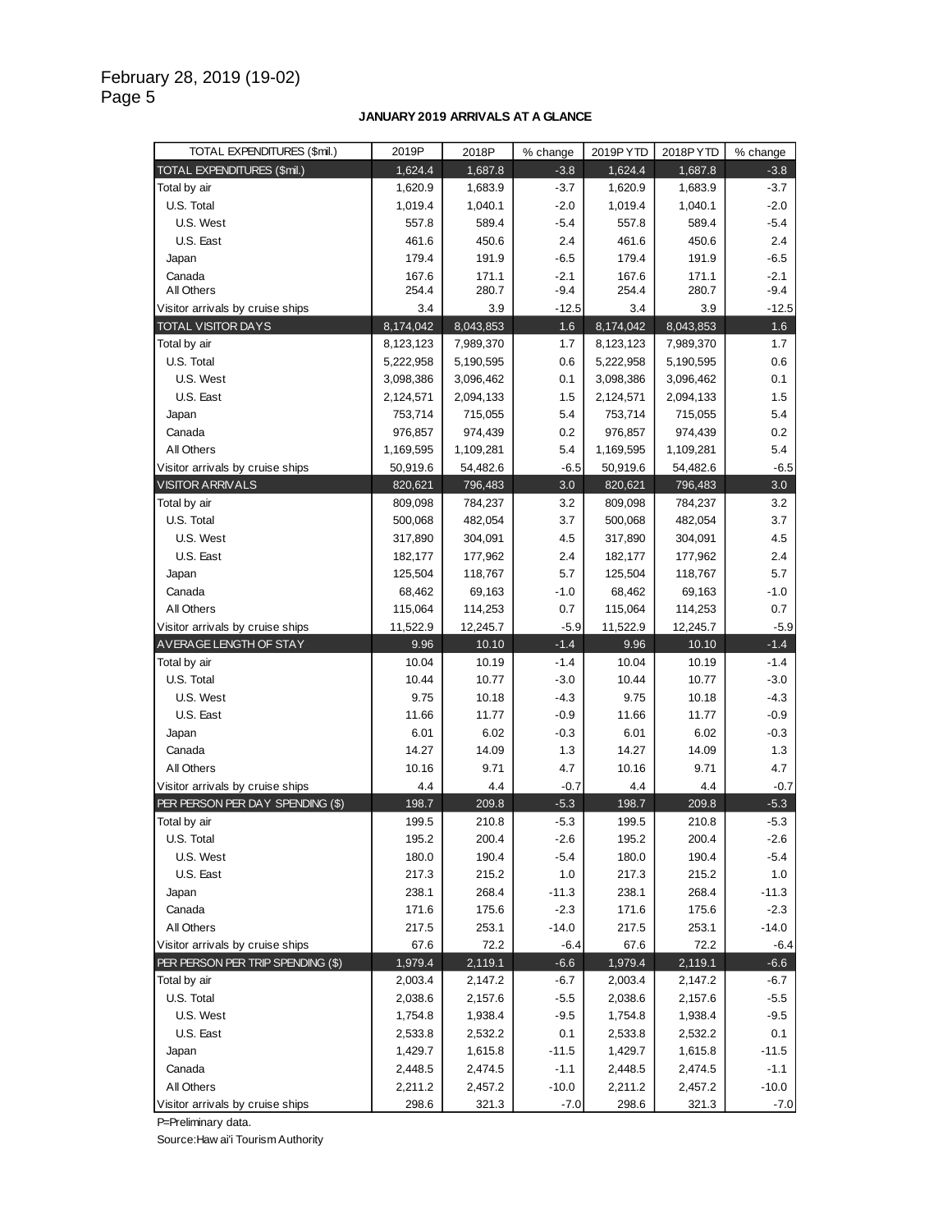February 28, 2019 (19-02)

**JANUARY 2019 ARRIVALS AT A GLANCE**

| TOTAL EXPENDITURES ($mil.) | 2019P | 2018P | % change | 2019P YTD | 2018P YTD | % change |
|---|---|---|---|---|---|---|
| **TOTAL EXPENDITURES ($mil.)** | 1,624.4 | 1,687.8 | -3.8 | 1,624.4 | 1,687.8 | -3.8 |
| Total by air | 1,620.9 | 1,683.9 | -3.7 | 1,620.9 | 1,683.9 | -3.7 |
| U.S. Total | 1,019.4 | 1,040.1 | -2.0 | 1,019.4 | 1,040.1 | -2.0 |
| U.S. West | 557.8 | 589.4 | -5.4 | 557.8 | 589.4 | -5.4 |
| U.S. East | 461.6 | 450.6 | 2.4 | 461.6 | 450.6 | 2.4 |
| Japan | 179.4 | 191.9 | -6.5 | 179.4 | 191.9 | -6.5 |
| Canada | 167.6 | 171.1 | -2.1 | 167.6 | 171.1 | -2.1 |
| All Others | 254.4 | 280.7 | -9.4 | 254.4 | 280.7 | -9.4 |
| Visitor arrivals by cruise ships | 3.4 | 3.9 | -12.5 | 3.4 | 3.9 | -12.5 |
| **TOTAL VISITOR DAYS** | 8,174,042 | 8,043,853 | 1.6 | 8,174,042 | 8,043,853 | 1.6 |
| Total by air | 8,123,123 | 7,989,370 | 1.7 | 8,123,123 | 7,989,370 | 1.7 |
| U.S. Total | 5,222,958 | 5,190,595 | 0.6 | 5,222,958 | 5,190,595 | 0.6 |
| U.S. West | 3,098,386 | 3,096,462 | 0.1 | 3,098,386 | 3,096,462 | 0.1 |
| U.S. East | 2,124,571 | 2,094,133 | 1.5 | 2,124,571 | 2,094,133 | 1.5 |
| Japan | 753,714 | 715,055 | 5.4 | 753,714 | 715,055 | 5.4 |
| Canada | 976,857 | 974,439 | 0.2 | 976,857 | 974,439 | 0.2 |
| All Others | 1,169,595 | 1,109,281 | 5.4 | 1,169,595 | 1,109,281 | 5.4 |
| Visitor arrivals by cruise ships | 50,919.6 | 54,482.6 | -6.5 | 50,919.6 | 54,482.6 | -6.5 |
| **VISITOR ARRIVALS** | 820,621 | 796,483 | 3.0 | 820,621 | 796,483 | 3.0 |
| Total by air | 809,098 | 784,237 | 3.2 | 809,098 | 784,237 | 3.2 |
| U.S. Total | 500,068 | 482,054 | 3.7 | 500,068 | 482,054 | 3.7 |
| U.S. West | 317,890 | 304,091 | 4.5 | 317,890 | 304,091 | 4.5 |
| U.S. East | 182,177 | 177,962 | 2.4 | 182,177 | 177,962 | 2.4 |
| Japan | 125,504 | 118,767 | 5.7 | 125,504 | 118,767 | 5.7 |
| Canada | 68,462 | 69,163 | -1.0 | 68,462 | 69,163 | -1.0 |
| All Others | 115,064 | 114,253 | 0.7 | 115,064 | 114,253 | 0.7 |
| Visitor arrivals by cruise ships | 11,522.9 | 12,245.7 | -5.9 | 11,522.9 | 12,245.7 | -5.9 |
| **AVERAGE LENGTH OF STAY** | 9.96 | 10.10 | -1.4 | 9.96 | 10.10 | -1.4 |
| Total by air | 10.04 | 10.19 | -1.4 | 10.04 | 10.19 | -1.4 |
| U.S. Total | 10.44 | 10.77 | -3.0 | 10.44 | 10.77 | -3.0 |
| U.S. West | 9.75 | 10.18 | -4.3 | 9.75 | 10.18 | -4.3 |
| U.S. East | 11.66 | 11.77 | -0.9 | 11.66 | 11.77 | -0.9 |
| Japan | 6.01 | 6.02 | -0.3 | 6.01 | 6.02 | -0.3 |
| Canada | 14.27 | 14.09 | 1.3 | 14.27 | 14.09 | 1.3 |
| All Others | 10.16 | 9.71 | 4.7 | 10.16 | 9.71 | 4.7 |
| Visitor arrivals by cruise ships | 4.4 | 4.4 | -0.7 | 4.4 | 4.4 | -0.7 |
| **PER PERSON PER DAY SPENDING ($)** | 198.7 | 209.8 | -5.3 | 198.7 | 209.8 | -5.3 |
| Total by air | 199.5 | 210.8 | -5.3 | 199.5 | 210.8 | -5.3 |
| U.S. Total | 195.2 | 200.4 | -2.6 | 195.2 | 200.4 | -2.6 |
| U.S. West | 180.0 | 190.4 | -5.4 | 180.0 | 190.4 | -5.4 |
| U.S. East | 217.3 | 215.2 | 1.0 | 217.3 | 215.2 | 1.0 |
| Japan | 238.1 | 268.4 | -11.3 | 238.1 | 268.4 | -11.3 |
| Canada | 171.6 | 175.6 | -2.3 | 171.6 | 175.6 | -2.3 |
| All Others | 217.5 | 253.1 | -14.0 | 217.5 | 253.1 | -14.0 |
| Visitor arrivals by cruise ships | 67.6 | 72.2 | -6.4 | 67.6 | 72.2 | -6.4 |
| **PER PERSON PER TRIP SPENDING ($)** | 1,979.4 | 2,119.1 | -6.6 | 1,979.4 | 2,119.1 | -6.6 |
| Total by air | 2,003.4 | 2,147.2 | -6.7 | 2,003.4 | 2,147.2 | -6.7 |
| U.S. Total | 2,038.6 | 2,157.6 | -5.5 | 2,038.6 | 2,157.6 | -5.5 |
| U.S. West | 1,754.8 | 1,938.4 | -9.5 | 1,754.8 | 1,938.4 | -9.5 |
| U.S. East | 2,533.8 | 2,532.2 | 0.1 | 2,533.8 | 2,532.2 | 0.1 |
| Japan | 1,429.7 | 1,615.8 | -11.5 | 1,429.7 | 1,615.8 | -11.5 |
| Canada | 2,448.5 | 2,474.5 | -1.1 | 2,448.5 | 2,474.5 | -1.1 |
| All Others | 2,211.2 | 2,457.2 | -10.0 | 2,211.2 | 2,457.2 | -10.0 |
| Visitor arrivals by cruise ships | 298.6 | 321.3 | -7.0 | 298.6 | 321.3 | -7.0 |

P=Preliminary data.

Source: Hawai'i Tourism Authority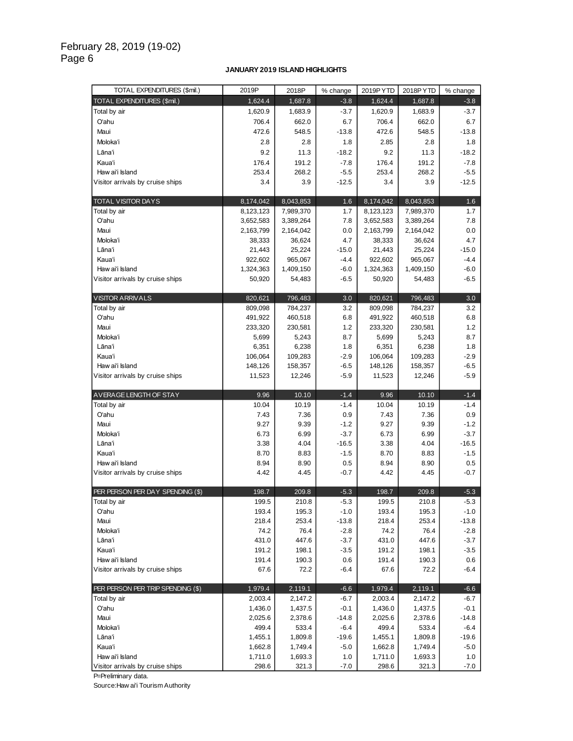February 28, 2019 (19-02)

**JANUARY 2019 ISLAND HIGHLIGHTS**

| TOTAL EXPENDITURES ($mil.) | 2019P | 2018P | % change | 2019P YTD | 2018P YTD | % change |
|---|---|---|---|---|---|---|
| TOTAL EXPENDITURES ($mil.) | 1,624.4 | 1,687.8 | -3.8 | 1,624.4 | 1,687.8 | -3.8 |
| Total by air | 1,620.9 | 1,683.9 | -3.7 | 1,620.9 | 1,683.9 | -3.7 |
| O'ahu | 706.4 | 662.0 | 6.7 | 706.4 | 662.0 | 6.7 |
| Maui | 472.6 | 548.5 | -13.8 | 472.6 | 548.5 | -13.8 |
| Moloka'i | 2.8 | 2.8 | 1.8 | 2.85 | 2.8 | 1.8 |
| Lāna'i | 9.2 | 11.3 | -18.2 | 9.2 | 11.3 | -18.2 |
| Kaua'i | 176.4 | 191.2 | -7.8 | 176.4 | 191.2 | -7.8 |
| Hawai'i Island | 253.4 | 268.2 | -5.5 | 253.4 | 268.2 | -5.5 |
| Visitor arrivals by cruise ships | 3.4 | 3.9 | -12.5 | 3.4 | 3.9 | -12.5 |
| TOTAL VISITOR DAYS | 8,174,042 | 8,043,853 | 1.6 | 8,174,042 | 8,043,853 | 1.6 |
| Total by air | 8,123,123 | 7,989,370 | 1.7 | 8,123,123 | 7,989,370 | 1.7 |
| O'ahu | 3,652,583 | 3,389,264 | 7.8 | 3,652,583 | 3,389,264 | 7.8 |
| Maui | 2,163,799 | 2,164,042 | 0.0 | 2,163,799 | 2,164,042 | 0.0 |
| Moloka'i | 38,333 | 36,624 | 4.7 | 38,333 | 36,624 | 4.7 |
| Lāna'i | 21,443 | 25,224 | -15.0 | 21,443 | 25,224 | -15.0 |
| Kaua'i | 922,602 | 965,067 | -4.4 | 922,602 | 965,067 | -4.4 |
| Hawai'i Island | 1,324,363 | 1,409,150 | -6.0 | 1,324,363 | 1,409,150 | -6.0 |
| Visitor arrivals by cruise ships | 50,920 | 54,483 | -6.5 | 50,920 | 54,483 | -6.5 |
| VISITOR ARRIVALS | 820,621 | 796,483 | 3.0 | 820,621 | 796,483 | 3.0 |
| Total by air | 809,098 | 784,237 | 3.2 | 809,098 | 784,237 | 3.2 |
| O'ahu | 491,922 | 460,518 | 6.8 | 491,922 | 460,518 | 6.8 |
| Maui | 233,320 | 230,581 | 1.2 | 233,320 | 230,581 | 1.2 |
| Moloka'i | 5,699 | 5,243 | 8.7 | 5,699 | 5,243 | 8.7 |
| Lāna'i | 6,351 | 6,238 | 1.8 | 6,351 | 6,238 | 1.8 |
| Kaua'i | 106,064 | 109,283 | -2.9 | 106,064 | 109,283 | -2.9 |
| Hawai'i Island | 148,126 | 158,357 | -6.5 | 148,126 | 158,357 | -6.5 |
| Visitor arrivals by cruise ships | 11,523 | 12,246 | -5.9 | 11,523 | 12,246 | -5.9 |
| AVERAGE LENGTH OF STAY | 9.96 | 10.10 | -1.4 | 9.96 | 10.10 | -1.4 |
| Total by air | 10.04 | 10.19 | -1.4 | 10.04 | 10.19 | -1.4 |
| O'ahu | 7.43 | 7.36 | 0.9 | 7.43 | 7.36 | 0.9 |
| Maui | 9.27 | 9.39 | -1.2 | 9.27 | 9.39 | -1.2 |
| Moloka'i | 6.73 | 6.99 | -3.7 | 6.73 | 6.99 | -3.7 |
| Lāna'i | 3.38 | 4.04 | -16.5 | 3.38 | 4.04 | -16.5 |
| Kaua'i | 8.70 | 8.83 | -1.5 | 8.70 | 8.83 | -1.5 |
| Hawai'i Island | 8.94 | 8.90 | 0.5 | 8.94 | 8.90 | 0.5 |
| Visitor arrivals by cruise ships | 4.42 | 4.45 | -0.7 | 4.42 | 4.45 | -0.7 |
| PER PERSON PER DAY SPENDING ($) | 198.7 | 209.8 | -5.3 | 198.7 | 209.8 | -5.3 |
| Total by air | 199.5 | 210.8 | -5.3 | 199.5 | 210.8 | -5.3 |
| O'ahu | 193.4 | 195.3 | -1.0 | 193.4 | 195.3 | -1.0 |
| Maui | 218.4 | 253.4 | -13.8 | 218.4 | 253.4 | -13.8 |
| Moloka'i | 74.2 | 76.4 | -2.8 | 74.2 | 76.4 | -2.8 |
| Lāna'i | 431.0 | 447.6 | -3.7 | 431.0 | 447.6 | -3.7 |
| Kaua'i | 191.2 | 198.1 | -3.5 | 191.2 | 198.1 | -3.5 |
| Hawai'i Island | 191.4 | 190.3 | 0.6 | 191.4 | 190.3 | 0.6 |
| Visitor arrivals by cruise ships | 67.6 | 72.2 | -6.4 | 67.6 | 72.2 | -6.4 |
| PER PERSON PER TRIP SPENDING ($) | 1,979.4 | 2,119.1 | -6.6 | 1,979.4 | 2,119.1 | -6.6 |
| Total by air | 2,003.4 | 2,147.2 | -6.7 | 2,003.4 | 2,147.2 | -6.7 |
| O'ahu | 1,436.0 | 1,437.5 | -0.1 | 1,436.0 | 1,437.5 | -0.1 |
| Maui | 2,025.6 | 2,378.6 | -14.8 | 2,025.6 | 2,378.6 | -14.8 |
| Moloka'i | 499.4 | 533.4 | -6.4 | 499.4 | 533.4 | -6.4 |
| Lāna'i | 1,455.1 | 1,809.8 | -19.6 | 1,455.1 | 1,809.8 | -19.6 |
| Kaua'i | 1,662.8 | 1,749.4 | -5.0 | 1,662.8 | 1,749.4 | -5.0 |
| Hawai'i Island | 1,711.0 | 1,693.3 | 1.0 | 1,711.0 | 1,693.3 | 1.0 |
| Visitor arrivals by cruise ships | 298.6 | 321.3 | -7.0 | 298.6 | 321.3 | -7.0 |

P=Preliminary data.

Source: Hawai'i Tourism Authority